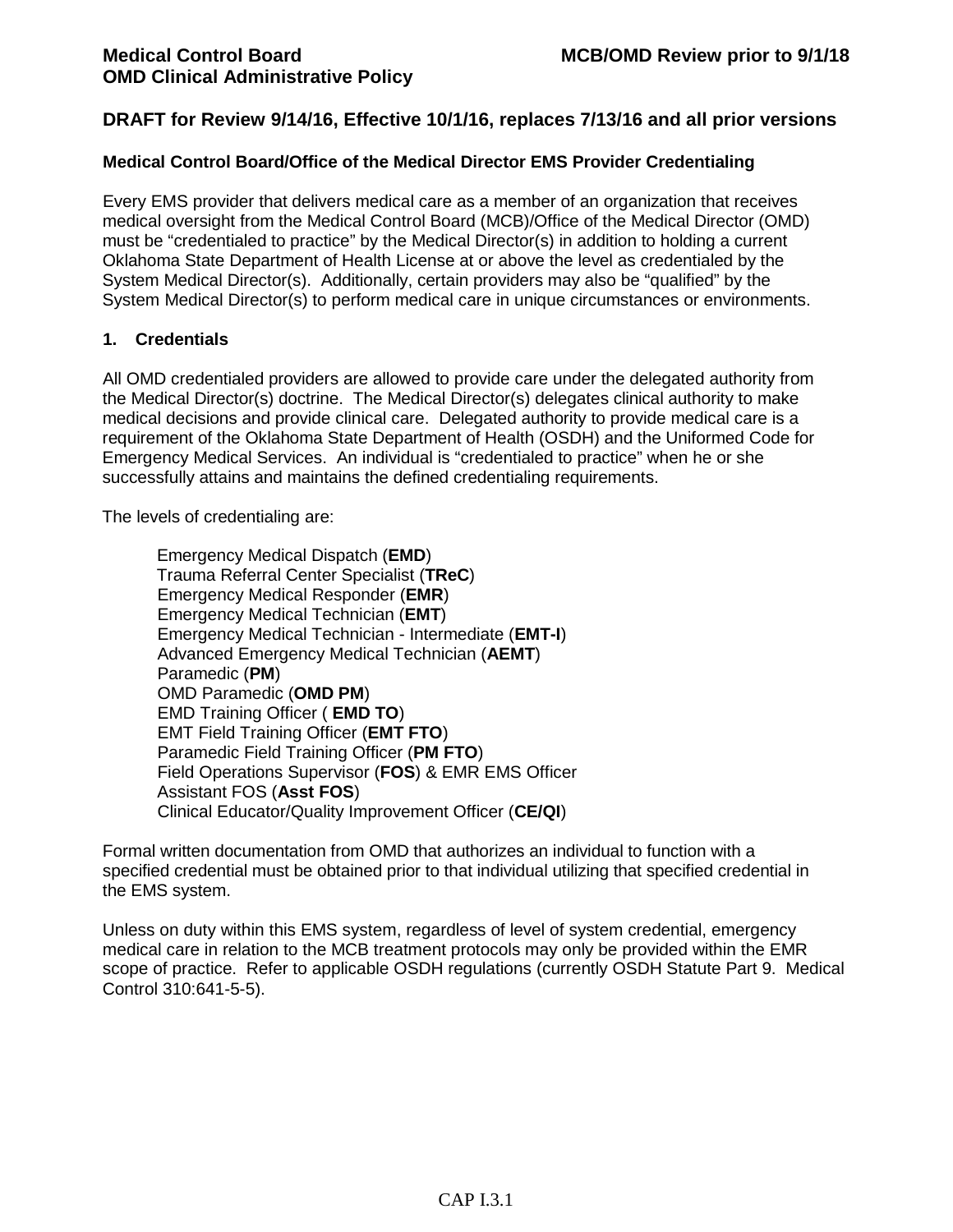**Medical Control Board**
**OMD Clinical Administrative Policy**

**MCB/OMD Review prior to 9/1/18**

## DRAFT for Review 9/14/16, Effective 10/1/16, replaces 7/13/16 and all prior versions

### Medical Control Board/Office of the Medical Director EMS Provider Credentialing

Every EMS provider that delivers medical care as a member of an organization that receives medical oversight from the Medical Control Board (MCB)/Office of the Medical Director (OMD) must be "credentialed to practice" by the Medical Director(s) in addition to holding a current Oklahoma State Department of Health License at or above the level as credentialed by the System Medical Director(s). Additionally, certain providers may also be "qualified" by the System Medical Director(s) to perform medical care in unique circumstances or environments.

### 1. Credentials

All OMD credentialed providers are allowed to provide care under the delegated authority from the Medical Director(s) doctrine. The Medical Director(s) delegates clinical authority to make medical decisions and provide clinical care. Delegated authority to provide medical care is a requirement of the Oklahoma State Department of Health (OSDH) and the Uniformed Code for Emergency Medical Services. An individual is "credentialed to practice" when he or she successfully attains and maintains the defined credentialing requirements.

The levels of credentialing are:

Emergency Medical Dispatch (**EMD**)
Trauma Referral Center Specialist (**TReC**)
Emergency Medical Responder (**EMR**)
Emergency Medical Technician (**EMT**)
Emergency Medical Technician - Intermediate (**EMT-I**)
Advanced Emergency Medical Technician (**AEMT**)
Paramedic (**PM**)
OMD Paramedic (**OMD PM**)
EMD Training Officer ( **EMD TO**)
EMT Field Training Officer (**EMT FTO**)
Paramedic Field Training Officer (**PM FTO**)
Field Operations Supervisor (**FOS**) & EMR EMS Officer
Assistant FOS (**Asst FOS**)
Clinical Educator/Quality Improvement Officer (**CE/QI**)

Formal written documentation from OMD that authorizes an individual to function with a specified credential must be obtained prior to that individual utilizing that specified credential in the EMS system.

Unless on duty within this EMS system, regardless of level of system credential, emergency medical care in relation to the MCB treatment protocols may only be provided within the EMR scope of practice. Refer to applicable OSDH regulations (currently OSDH Statute Part 9. Medical Control 310:641-5-5).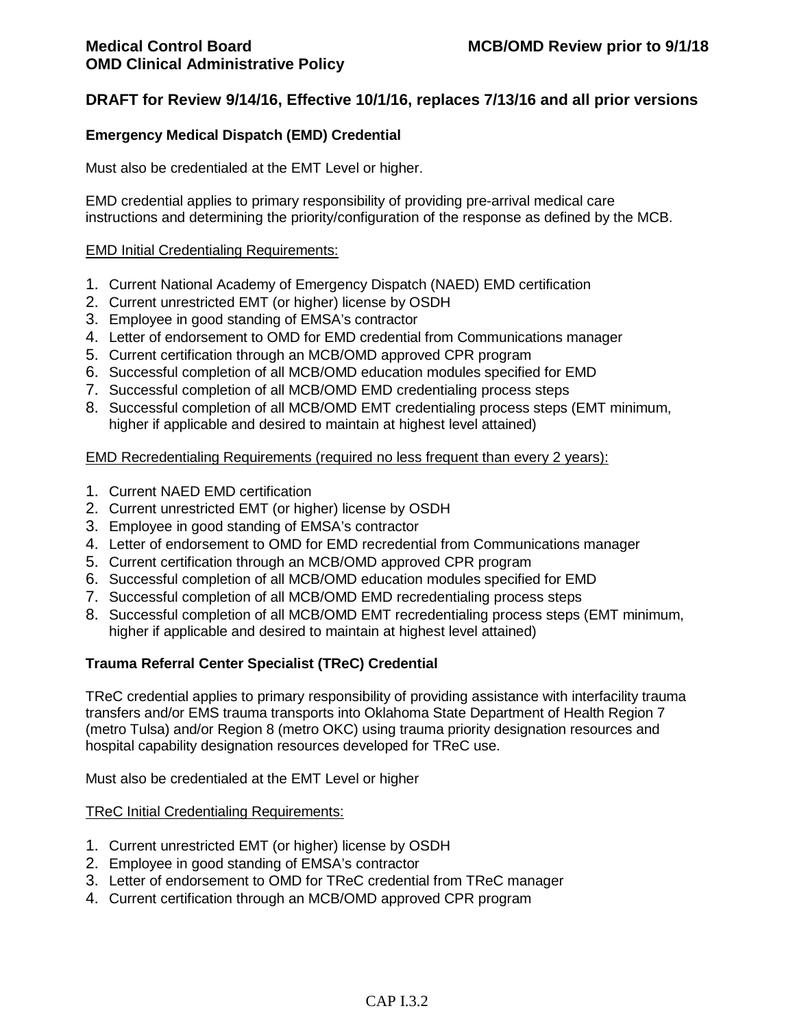## DRAFT for Review 9/14/16, Effective 10/1/16, replaces 7/13/16 and all prior versions

### Emergency Medical Dispatch (EMD) Credential

Must also be credentialed at the EMT Level or higher.

EMD credential applies to primary responsibility of providing pre-arrival medical care instructions and determining the priority/configuration of the response as defined by the MCB.

<u>EMD Initial Credentialing Requirements:</u>

1. Current National Academy of Emergency Dispatch (NAED) EMD certification
2. Current unrestricted EMT (or higher) license by OSDH
3. Employee in good standing of EMSA's contractor
4. Letter of endorsement to OMD for EMD credential from Communications manager
5. Current certification through an MCB/OMD approved CPR program
6. Successful completion of all MCB/OMD education modules specified for EMD
7. Successful completion of all MCB/OMD EMD credentialing process steps
8. Successful completion of all MCB/OMD EMT credentialing process steps (EMT minimum, higher if applicable and desired to maintain at highest level attained)

<u>EMD Recredentialing Requirements (required no less frequent than every 2 years):</u>

1. Current NAED EMD certification
2. Current unrestricted EMT (or higher) license by OSDH
3. Employee in good standing of EMSA's contractor
4. Letter of endorsement to OMD for EMD recredential from Communications manager
5. Current certification through an MCB/OMD approved CPR program
6. Successful completion of all MCB/OMD education modules specified for EMD
7. Successful completion of all MCB/OMD EMD recredentialing process steps
8. Successful completion of all MCB/OMD EMT recredentialing process steps (EMT minimum, higher if applicable and desired to maintain at highest level attained)

### Trauma Referral Center Specialist (TReC) Credential

TReC credential applies to primary responsibility of providing assistance with interfacility trauma transfers and/or EMS trauma transports into Oklahoma State Department of Health Region 7 (metro Tulsa) and/or Region 8 (metro OKC) using trauma priority designation resources and hospital capability designation resources developed for TReC use.

Must also be credentialed at the EMT Level or higher

<u>TReC Initial Credentialing Requirements:</u>

1. Current unrestricted EMT (or higher) license by OSDH
2. Employee in good standing of EMSA's contractor
3. Letter of endorsement to OMD for TReC credential from TReC manager
4. Current certification through an MCB/OMD approved CPR program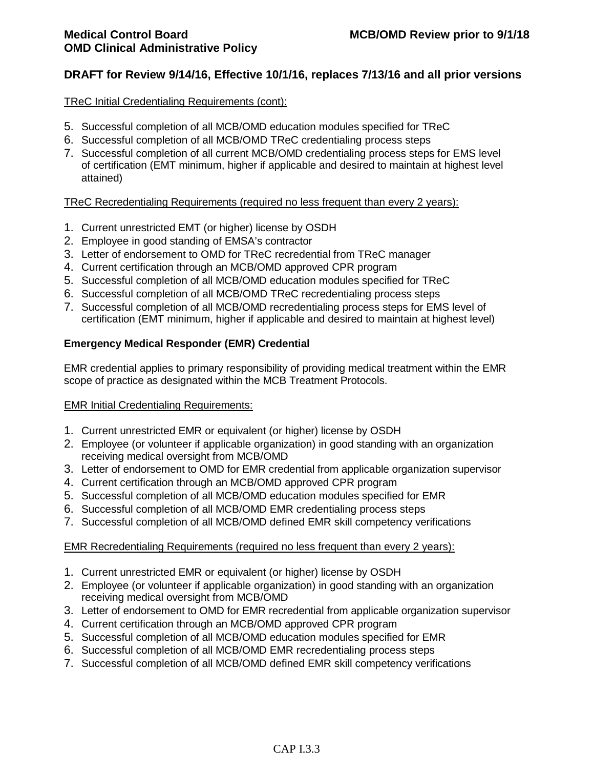**DRAFT for Review 9/14/16, Effective 10/1/16, replaces 7/13/16 and all prior versions**

TReC Initial Credentialing Requirements (cont):

5. Successful completion of all MCB/OMD education modules specified for TReC
6. Successful completion of all MCB/OMD TReC credentialing process steps
7. Successful completion of all current MCB/OMD credentialing process steps for EMS level of certification (EMT minimum, higher if applicable and desired to maintain at highest level attained)

TReC Recredentialing Requirements (required no less frequent than every 2 years):

1. Current unrestricted EMT (or higher) license by OSDH
2. Employee in good standing of EMSA's contractor
3. Letter of endorsement to OMD for TReC recredential from TReC manager
4. Current certification through an MCB/OMD approved CPR program
5. Successful completion of all MCB/OMD education modules specified for TReC
6. Successful completion of all MCB/OMD TReC recredentialing process steps
7. Successful completion of all MCB/OMD recredentialing process steps for EMS level of certification (EMT minimum, higher if applicable and desired to maintain at highest level)

**Emergency Medical Responder (EMR) Credential**

EMR credential applies to primary responsibility of providing medical treatment within the EMR scope of practice as designated within the MCB Treatment Protocols.

EMR Initial Credentialing Requirements:

1. Current unrestricted EMR or equivalent (or higher) license by OSDH
2. Employee (or volunteer if applicable organization) in good standing with an organization receiving medical oversight from MCB/OMD
3. Letter of endorsement to OMD for EMR credential from applicable organization supervisor
4. Current certification through an MCB/OMD approved CPR program
5. Successful completion of all MCB/OMD education modules specified for EMR
6. Successful completion of all MCB/OMD EMR credentialing process steps
7. Successful completion of all MCB/OMD defined EMR skill competency verifications

EMR Recredentialing Requirements (required no less frequent than every 2 years):

1. Current unrestricted EMR or equivalent (or higher) license by OSDH
2. Employee (or volunteer if applicable organization) in good standing with an organization receiving medical oversight from MCB/OMD
3. Letter of endorsement to OMD for EMR recredential from applicable organization supervisor
4. Current certification through an MCB/OMD approved CPR program
5. Successful completion of all MCB/OMD education modules specified for EMR
6. Successful completion of all MCB/OMD EMR recredentialing process steps
7. Successful completion of all MCB/OMD defined EMR skill competency verifications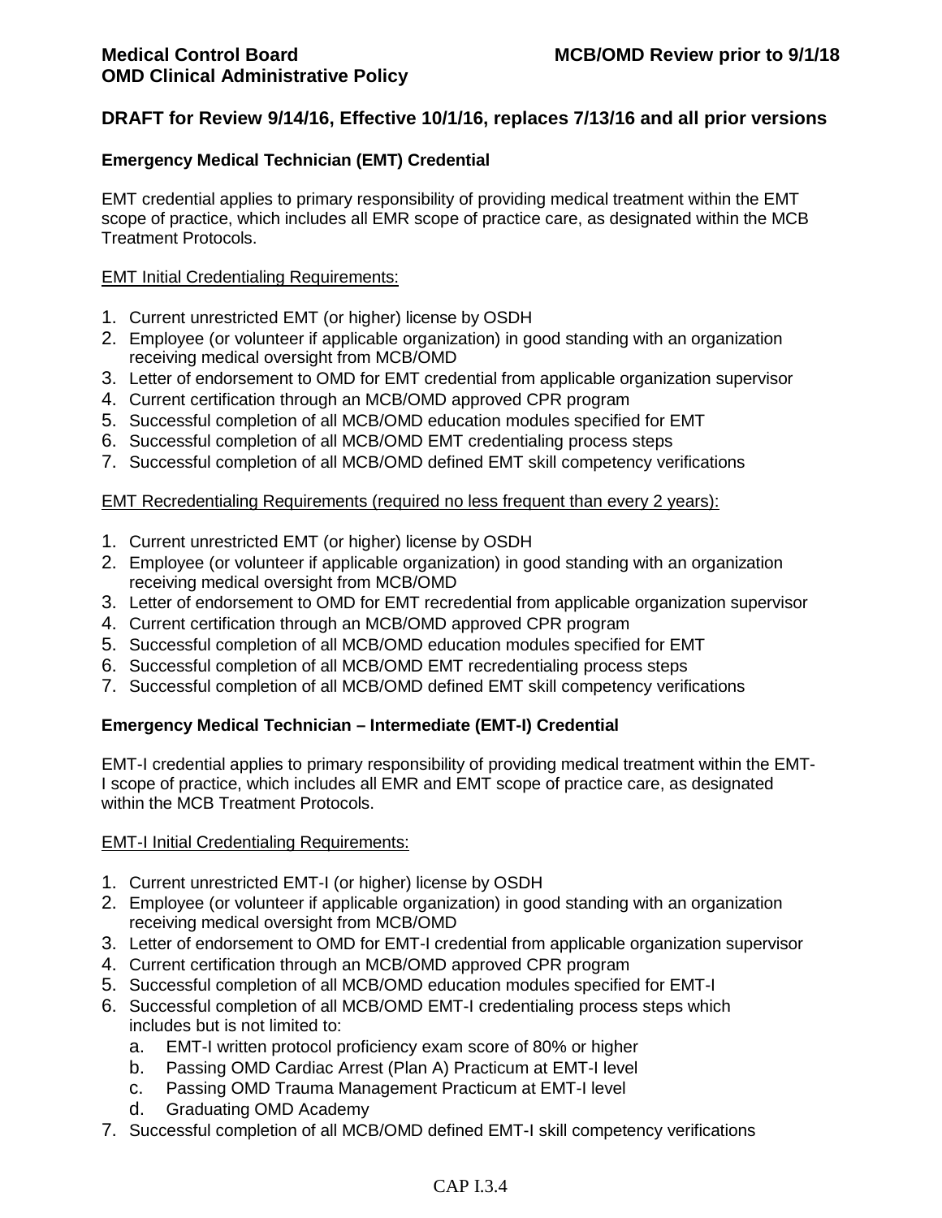**DRAFT for Review 9/14/16, Effective 10/1/16, replaces 7/13/16 and all prior versions**

### Emergency Medical Technician (EMT) Credential

EMT credential applies to primary responsibility of providing medical treatment within the EMT scope of practice, which includes all EMR scope of practice care, as designated within the MCB Treatment Protocols.

EMT Initial Credentialing Requirements:

1. Current unrestricted EMT (or higher) license by OSDH
2. Employee (or volunteer if applicable organization) in good standing with an organization receiving medical oversight from MCB/OMD
3. Letter of endorsement to OMD for EMT credential from applicable organization supervisor
4. Current certification through an MCB/OMD approved CPR program
5. Successful completion of all MCB/OMD education modules specified for EMT
6. Successful completion of all MCB/OMD EMT credentialing process steps
7. Successful completion of all MCB/OMD defined EMT skill competency verifications

EMT Recredentialing Requirements (required no less frequent than every 2 years):

1. Current unrestricted EMT (or higher) license by OSDH
2. Employee (or volunteer if applicable organization) in good standing with an organization receiving medical oversight from MCB/OMD
3. Letter of endorsement to OMD for EMT recredential from applicable organization supervisor
4. Current certification through an MCB/OMD approved CPR program
5. Successful completion of all MCB/OMD education modules specified for EMT
6. Successful completion of all MCB/OMD EMT recredentialing process steps
7. Successful completion of all MCB/OMD defined EMT skill competency verifications

### Emergency Medical Technician – Intermediate (EMT-I) Credential

EMT-I credential applies to primary responsibility of providing medical treatment within the EMT-I scope of practice, which includes all EMR and EMT scope of practice care, as designated within the MCB Treatment Protocols.

EMT-I Initial Credentialing Requirements:

1. Current unrestricted EMT-I (or higher) license by OSDH
2. Employee (or volunteer if applicable organization) in good standing with an organization receiving medical oversight from MCB/OMD
3. Letter of endorsement to OMD for EMT-I credential from applicable organization supervisor
4. Current certification through an MCB/OMD approved CPR program
5. Successful completion of all MCB/OMD education modules specified for EMT-I
6. Successful completion of all MCB/OMD EMT-I credentialing process steps which includes but is not limited to:
   a. EMT-I written protocol proficiency exam score of 80% or higher
   b. Passing OMD Cardiac Arrest (Plan A) Practicum at EMT-I level
   c. Passing OMD Trauma Management Practicum at EMT-I level
   d. Graduating OMD Academy
7. Successful completion of all MCB/OMD defined EMT-I skill competency verifications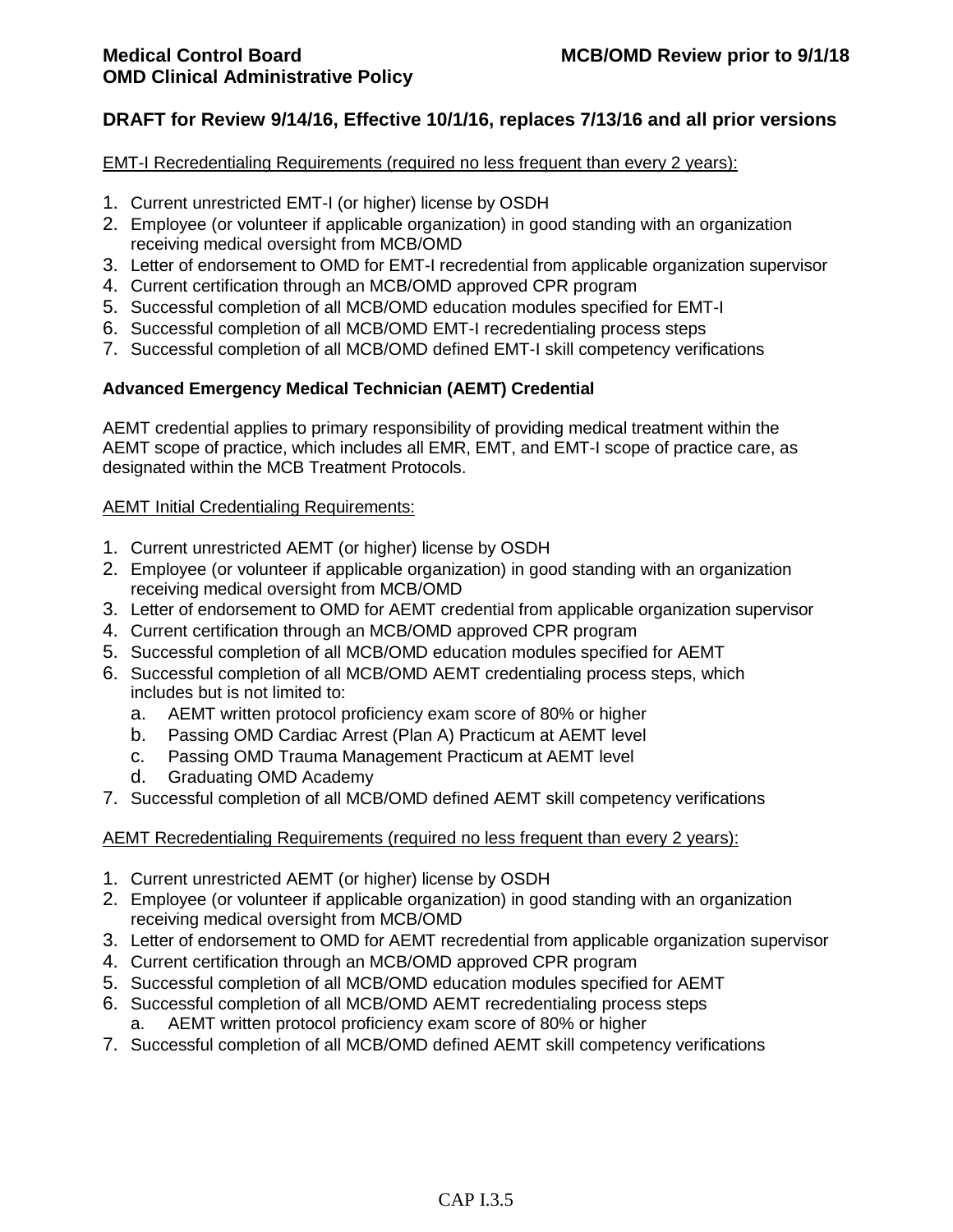**DRAFT for Review 9/14/16, Effective 10/1/16, replaces 7/13/16 and all prior versions**

EMT-I Recredentialing Requirements (required no less frequent than every 2 years):

1. Current unrestricted EMT-I (or higher) license by OSDH
2. Employee (or volunteer if applicable organization) in good standing with an organization receiving medical oversight from MCB/OMD
3. Letter of endorsement to OMD for EMT-I recredential from applicable organization supervisor
4. Current certification through an MCB/OMD approved CPR program
5. Successful completion of all MCB/OMD education modules specified for EMT-I
6. Successful completion of all MCB/OMD EMT-I recredentialing process steps
7. Successful completion of all MCB/OMD defined EMT-I skill competency verifications

**Advanced Emergency Medical Technician (AEMT) Credential**

AEMT credential applies to primary responsibility of providing medical treatment within the AEMT scope of practice, which includes all EMR, EMT, and EMT-I scope of practice care, as designated within the MCB Treatment Protocols.

AEMT Initial Credentialing Requirements:

1. Current unrestricted AEMT (or higher) license by OSDH
2. Employee (or volunteer if applicable organization) in good standing with an organization receiving medical oversight from MCB/OMD
3. Letter of endorsement to OMD for AEMT credential from applicable organization supervisor
4. Current certification through an MCB/OMD approved CPR program
5. Successful completion of all MCB/OMD education modules specified for AEMT
6. Successful completion of all MCB/OMD AEMT credentialing process steps, which includes but is not limited to:
   a. AEMT written protocol proficiency exam score of 80% or higher
   b. Passing OMD Cardiac Arrest (Plan A) Practicum at AEMT level
   c. Passing OMD Trauma Management Practicum at AEMT level
   d. Graduating OMD Academy
7. Successful completion of all MCB/OMD defined AEMT skill competency verifications

AEMT Recredentialing Requirements (required no less frequent than every 2 years):

1. Current unrestricted AEMT (or higher) license by OSDH
2. Employee (or volunteer if applicable organization) in good standing with an organization receiving medical oversight from MCB/OMD
3. Letter of endorsement to OMD for AEMT recredential from applicable organization supervisor
4. Current certification through an MCB/OMD approved CPR program
5. Successful completion of all MCB/OMD education modules specified for AEMT
6. Successful completion of all MCB/OMD AEMT recredentialing process steps
   a. AEMT written protocol proficiency exam score of 80% or higher
7. Successful completion of all MCB/OMD defined AEMT skill competency verifications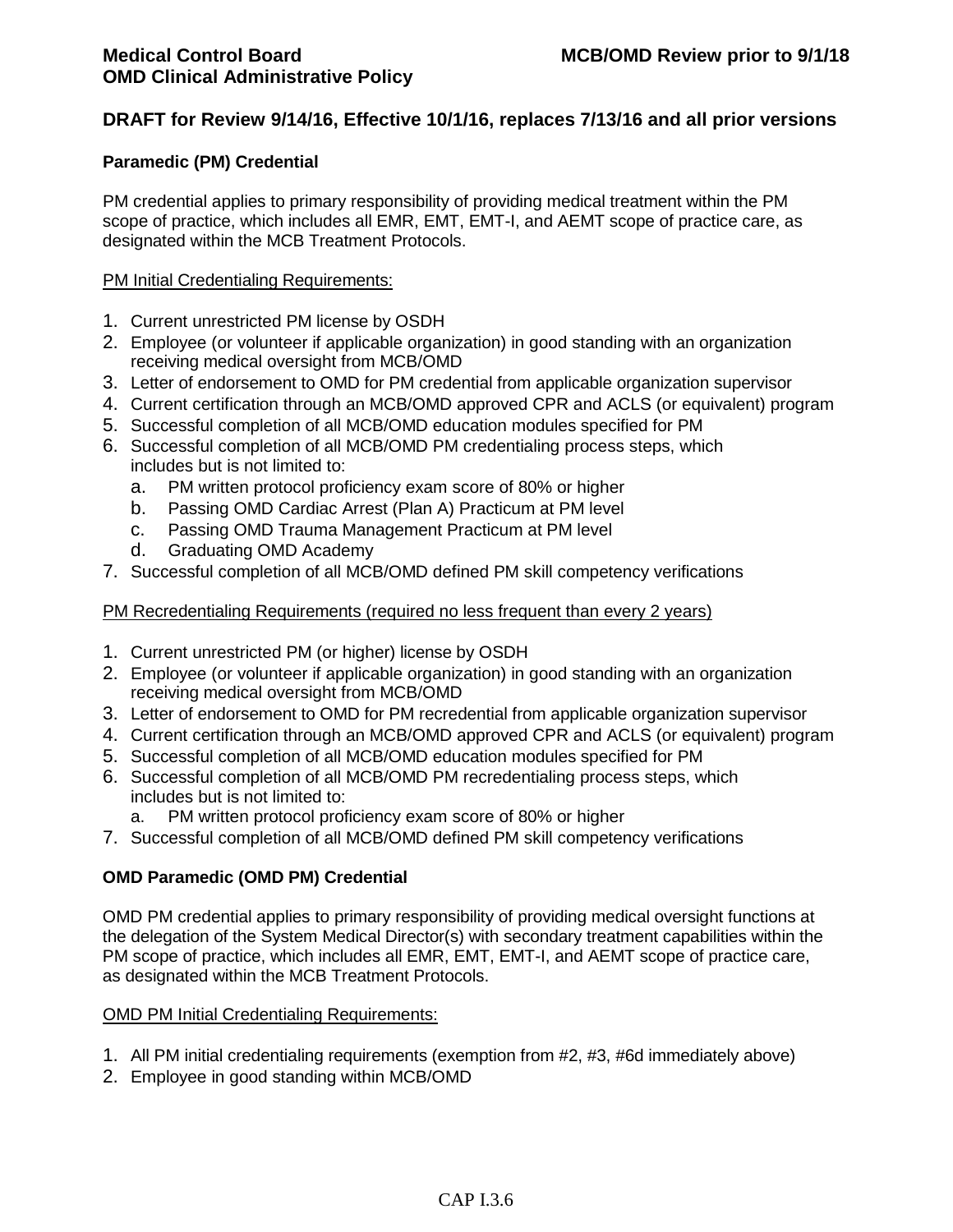**DRAFT for Review 9/14/16, Effective 10/1/16, replaces 7/13/16 and all prior versions**

**Paramedic (PM) Credential**

PM credential applies to primary responsibility of providing medical treatment within the PM scope of practice, which includes all EMR, EMT, EMT-I, and AEMT scope of practice care, as designated within the MCB Treatment Protocols.

PM Initial Credentialing Requirements:

1. Current unrestricted PM license by OSDH
2. Employee (or volunteer if applicable organization) in good standing with an organization receiving medical oversight from MCB/OMD
3. Letter of endorsement to OMD for PM credential from applicable organization supervisor
4. Current certification through an MCB/OMD approved CPR and ACLS (or equivalent) program
5. Successful completion of all MCB/OMD education modules specified for PM
6. Successful completion of all MCB/OMD PM credentialing process steps, which includes but is not limited to:
   a. PM written protocol proficiency exam score of 80% or higher
   b. Passing OMD Cardiac Arrest (Plan A) Practicum at PM level
   c. Passing OMD Trauma Management Practicum at PM level
   d. Graduating OMD Academy
7. Successful completion of all MCB/OMD defined PM skill competency verifications

PM Recredentialing Requirements (required no less frequent than every 2 years)

1. Current unrestricted PM (or higher) license by OSDH
2. Employee (or volunteer if applicable organization) in good standing with an organization receiving medical oversight from MCB/OMD
3. Letter of endorsement to OMD for PM recredential from applicable organization supervisor
4. Current certification through an MCB/OMD approved CPR and ACLS (or equivalent) program
5. Successful completion of all MCB/OMD education modules specified for PM
6. Successful completion of all MCB/OMD PM recredentialing process steps, which includes but is not limited to:
   a. PM written protocol proficiency exam score of 80% or higher
7. Successful completion of all MCB/OMD defined PM skill competency verifications

**OMD Paramedic (OMD PM) Credential**

OMD PM credential applies to primary responsibility of providing medical oversight functions at the delegation of the System Medical Director(s) with secondary treatment capabilities within the PM scope of practice, which includes all EMR, EMT, EMT-I, and AEMT scope of practice care, as designated within the MCB Treatment Protocols.

OMD PM Initial Credentialing Requirements:

1. All PM initial credentialing requirements (exemption from #2, #3, #6d immediately above)
2. Employee in good standing within MCB/OMD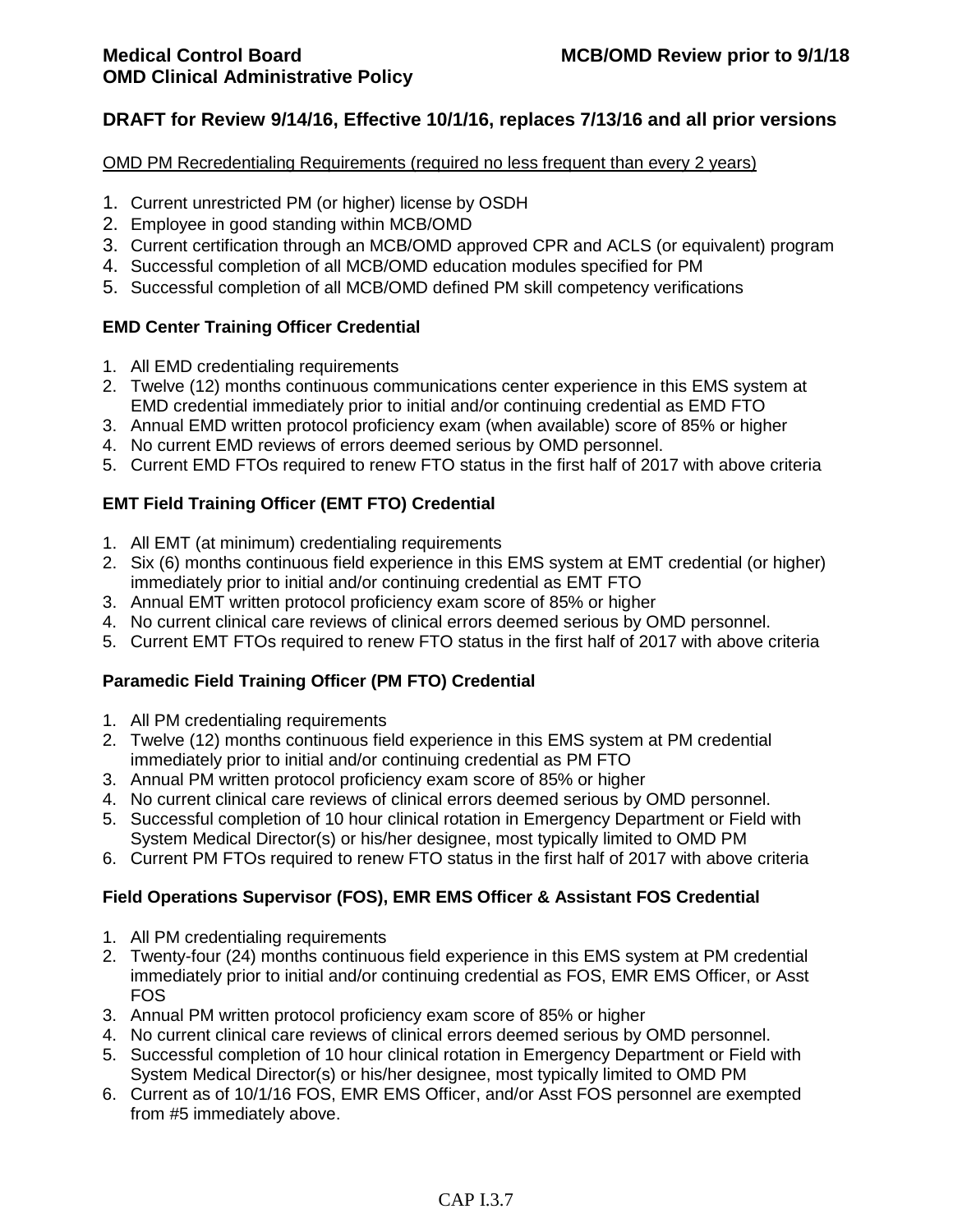**DRAFT for Review 9/14/16, Effective 10/1/16, replaces 7/13/16 and all prior versions**

OMD PM Recredentialing Requirements (required no less frequent than every 2 years)

1. Current unrestricted PM (or higher) license by OSDH
2. Employee in good standing within MCB/OMD
3. Current certification through an MCB/OMD approved CPR and ACLS (or equivalent) program
4. Successful completion of all MCB/OMD education modules specified for PM
5. Successful completion of all MCB/OMD defined PM skill competency verifications

**EMD Center Training Officer Credential**

1. All EMD credentialing requirements
2. Twelve (12) months continuous communications center experience in this EMS system at EMD credential immediately prior to initial and/or continuing credential as EMD FTO
3. Annual EMD written protocol proficiency exam (when available) score of 85% or higher
4. No current EMD reviews of errors deemed serious by OMD personnel.
5. Current EMD FTOs required to renew FTO status in the first half of 2017 with above criteria

**EMT Field Training Officer (EMT FTO) Credential**

1. All EMT (at minimum) credentialing requirements
2. Six (6) months continuous field experience in this EMS system at EMT credential (or higher) immediately prior to initial and/or continuing credential as EMT FTO
3. Annual EMT written protocol proficiency exam score of 85% or higher
4. No current clinical care reviews of clinical errors deemed serious by OMD personnel.
5. Current EMT FTOs required to renew FTO status in the first half of 2017 with above criteria

**Paramedic Field Training Officer (PM FTO) Credential**

1. All PM credentialing requirements
2. Twelve (12) months continuous field experience in this EMS system at PM credential immediately prior to initial and/or continuing credential as PM FTO
3. Annual PM written protocol proficiency exam score of 85% or higher
4. No current clinical care reviews of clinical errors deemed serious by OMD personnel.
5. Successful completion of 10 hour clinical rotation in Emergency Department or Field with System Medical Director(s) or his/her designee, most typically limited to OMD PM
6. Current PM FTOs required to renew FTO status in the first half of 2017 with above criteria

**Field Operations Supervisor (FOS), EMR EMS Officer & Assistant FOS Credential**

1. All PM credentialing requirements
2. Twenty-four (24) months continuous field experience in this EMS system at PM credential immediately prior to initial and/or continuing credential as FOS, EMR EMS Officer, or Asst FOS
3. Annual PM written protocol proficiency exam score of 85% or higher
4. No current clinical care reviews of clinical errors deemed serious by OMD personnel.
5. Successful completion of 10 hour clinical rotation in Emergency Department or Field with System Medical Director(s) or his/her designee, most typically limited to OMD PM
6. Current as of 10/1/16 FOS, EMR EMS Officer, and/or Asst FOS personnel are exempted from #5 immediately above.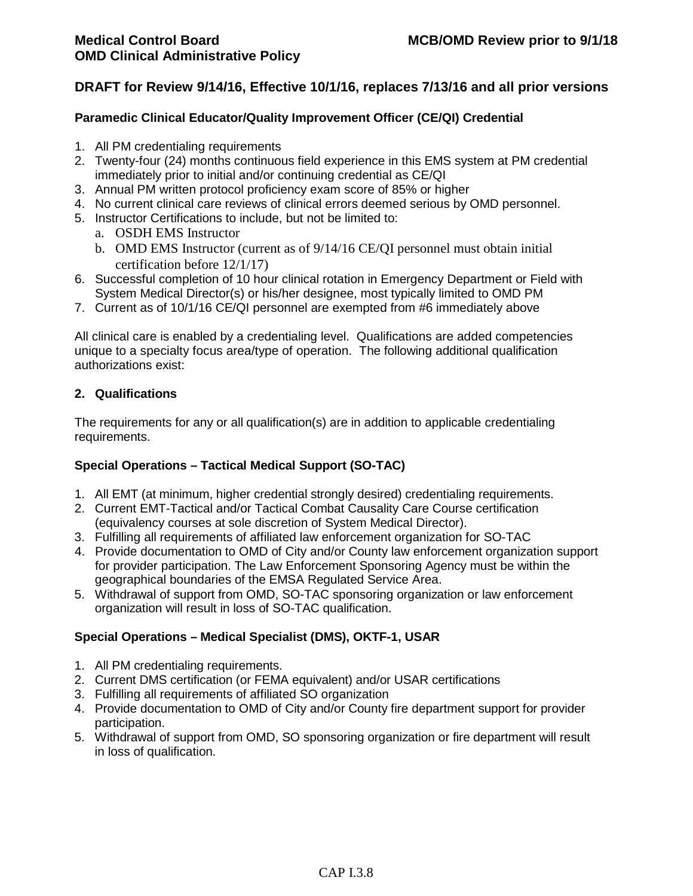**DRAFT for Review 9/14/16, Effective 10/1/16, replaces 7/13/16 and all prior versions**

### Paramedic Clinical Educator/Quality Improvement Officer (CE/QI) Credential

1. All PM credentialing requirements
2. Twenty-four (24) months continuous field experience in this EMS system at PM credential immediately prior to initial and/or continuing credential as CE/QI
3. Annual PM written protocol proficiency exam score of 85% or higher
4. No current clinical care reviews of clinical errors deemed serious by OMD personnel.
5. Instructor Certifications to include, but not be limited to:
   a. OSDH EMS Instructor
   b. OMD EMS Instructor (current as of 9/14/16 CE/QI personnel must obtain initial certification before 12/1/17)
6. Successful completion of 10 hour clinical rotation in Emergency Department or Field with System Medical Director(s) or his/her designee, most typically limited to OMD PM
7. Current as of 10/1/16 CE/QI personnel are exempted from #6 immediately above

All clinical care is enabled by a credentialing level. Qualifications are added competencies unique to a specialty focus area/type of operation. The following additional qualification authorizations exist:

## 2. Qualifications

The requirements for any or all qualification(s) are in addition to applicable credentialing requirements.

### Special Operations – Tactical Medical Support (SO-TAC)

1. All EMT (at minimum, higher credential strongly desired) credentialing requirements.
2. Current EMT-Tactical and/or Tactical Combat Causality Care Course certification (equivalency courses at sole discretion of System Medical Director).
3. Fulfilling all requirements of affiliated law enforcement organization for SO-TAC
4. Provide documentation to OMD of City and/or County law enforcement organization support for provider participation. The Law Enforcement Sponsoring Agency must be within the geographical boundaries of the EMSA Regulated Service Area.
5. Withdrawal of support from OMD, SO-TAC sponsoring organization or law enforcement organization will result in loss of SO-TAC qualification.

### Special Operations – Medical Specialist (DMS), OKTF-1, USAR

1. All PM credentialing requirements.
2. Current DMS certification (or FEMA equivalent) and/or USAR certifications
3. Fulfilling all requirements of affiliated SO organization
4. Provide documentation to OMD of City and/or County fire department support for provider participation.
5. Withdrawal of support from OMD, SO sponsoring organization or fire department will result in loss of qualification.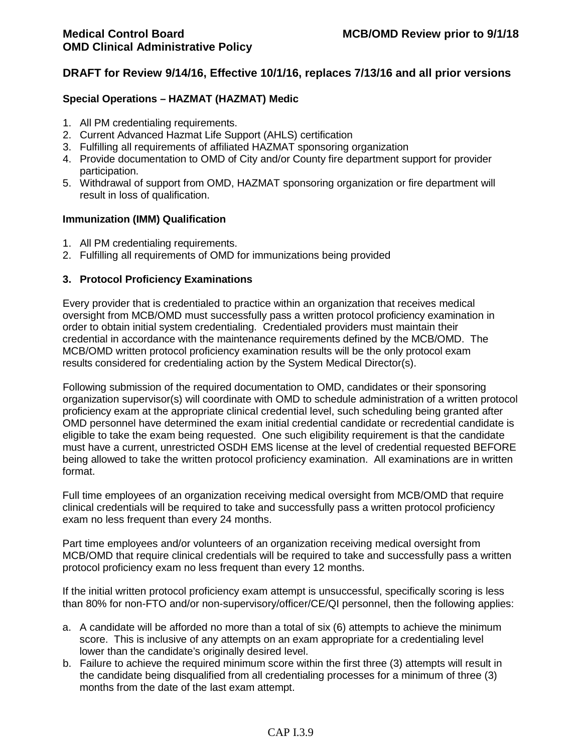**DRAFT for Review 9/14/16, Effective 10/1/16, replaces 7/13/16 and all prior versions**

**Special Operations – HAZMAT (HAZMAT) Medic**

1. All PM credentialing requirements.
2. Current Advanced Hazmat Life Support (AHLS) certification
3. Fulfilling all requirements of affiliated HAZMAT sponsoring organization
4. Provide documentation to OMD of City and/or County fire department support for provider participation.
5. Withdrawal of support from OMD, HAZMAT sponsoring organization or fire department will result in loss of qualification.

**Immunization (IMM) Qualification**

1. All PM credentialing requirements.
2. Fulfilling all requirements of OMD for immunizations being provided

### 3. Protocol Proficiency Examinations

Every provider that is credentialed to practice within an organization that receives medical oversight from MCB/OMD must successfully pass a written protocol proficiency examination in order to obtain initial system credentialing. Credentialed providers must maintain their credential in accordance with the maintenance requirements defined by the MCB/OMD. The MCB/OMD written protocol proficiency examination results will be the only protocol exam results considered for credentialing action by the System Medical Director(s).

Following submission of the required documentation to OMD, candidates or their sponsoring organization supervisor(s) will coordinate with OMD to schedule administration of a written protocol proficiency exam at the appropriate clinical credential level, such scheduling being granted after OMD personnel have determined the exam initial credential candidate or recredential candidate is eligible to take the exam being requested. One such eligibility requirement is that the candidate must have a current, unrestricted OSDH EMS license at the level of credential requested BEFORE being allowed to take the written protocol proficiency examination. All examinations are in written format.

Full time employees of an organization receiving medical oversight from MCB/OMD that require clinical credentials will be required to take and successfully pass a written protocol proficiency exam no less frequent than every 24 months.

Part time employees and/or volunteers of an organization receiving medical oversight from MCB/OMD that require clinical credentials will be required to take and successfully pass a written protocol proficiency exam no less frequent than every 12 months.

If the initial written protocol proficiency exam attempt is unsuccessful, specifically scoring is less than 80% for non-FTO and/or non-supervisory/officer/CE/QI personnel, then the following applies:

a. A candidate will be afforded no more than a total of six (6) attempts to achieve the minimum score. This is inclusive of any attempts on an exam appropriate for a credentialing level lower than the candidate's originally desired level.
b. Failure to achieve the required minimum score within the first three (3) attempts will result in the candidate being disqualified from all credentialing processes for a minimum of three (3) months from the date of the last exam attempt.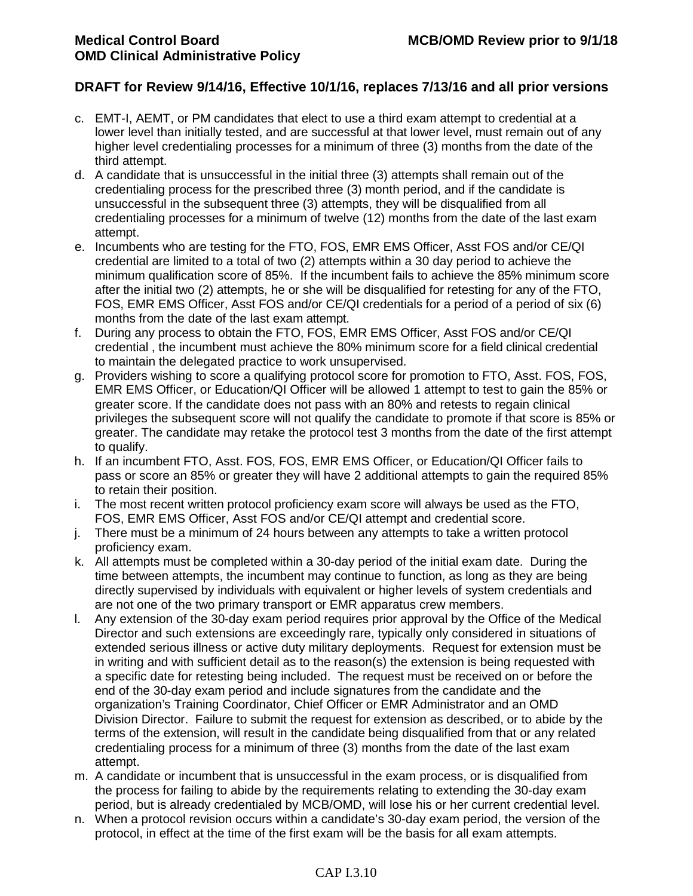**DRAFT for Review 9/14/16, Effective 10/1/16, replaces 7/13/16 and all prior versions**

c. EMT-I, AEMT, or PM candidates that elect to use a third exam attempt to credential at a lower level than initially tested, and are successful at that lower level, must remain out of any higher level credentialing processes for a minimum of three (3) months from the date of the third attempt.

d. A candidate that is unsuccessful in the initial three (3) attempts shall remain out of the credentialing process for the prescribed three (3) month period, and if the candidate is unsuccessful in the subsequent three (3) attempts, they will be disqualified from all credentialing processes for a minimum of twelve (12) months from the date of the last exam attempt.

e. Incumbents who are testing for the FTO, FOS, EMR EMS Officer, Asst FOS and/or CE/QI credential are limited to a total of two (2) attempts within a 30 day period to achieve the minimum qualification score of 85%. If the incumbent fails to achieve the 85% minimum score after the initial two (2) attempts, he or she will be disqualified for retesting for any of the FTO, FOS, EMR EMS Officer, Asst FOS and/or CE/QI credentials for a period of a period of six (6) months from the date of the last exam attempt.

f. During any process to obtain the FTO, FOS, EMR EMS Officer, Asst FOS and/or CE/QI credential , the incumbent must achieve the 80% minimum score for a field clinical credential to maintain the delegated practice to work unsupervised.

g. Providers wishing to score a qualifying protocol score for promotion to FTO, Asst. FOS, FOS, EMR EMS Officer, or Education/QI Officer will be allowed 1 attempt to test to gain the 85% or greater score. If the candidate does not pass with an 80% and retests to regain clinical privileges the subsequent score will not qualify the candidate to promote if that score is 85% or greater. The candidate may retake the protocol test 3 months from the date of the first attempt to qualify.

h. If an incumbent FTO, Asst. FOS, FOS, EMR EMS Officer, or Education/QI Officer fails to pass or score an 85% or greater they will have 2 additional attempts to gain the required 85% to retain their position.

i. The most recent written protocol proficiency exam score will always be used as the FTO, FOS, EMR EMS Officer, Asst FOS and/or CE/QI attempt and credential score.

j. There must be a minimum of 24 hours between any attempts to take a written protocol proficiency exam.

k. All attempts must be completed within a 30-day period of the initial exam date. During the time between attempts, the incumbent may continue to function, as long as they are being directly supervised by individuals with equivalent or higher levels of system credentials and are not one of the two primary transport or EMR apparatus crew members.

l. Any extension of the 30-day exam period requires prior approval by the Office of the Medical Director and such extensions are exceedingly rare, typically only considered in situations of extended serious illness or active duty military deployments. Request for extension must be in writing and with sufficient detail as to the reason(s) the extension is being requested with a specific date for retesting being included. The request must be received on or before the end of the 30-day exam period and include signatures from the candidate and the organization's Training Coordinator, Chief Officer or EMR Administrator and an OMD Division Director. Failure to submit the request for extension as described, or to abide by the terms of the extension, will result in the candidate being disqualified from that or any related credentialing process for a minimum of three (3) months from the date of the last exam attempt.

m. A candidate or incumbent that is unsuccessful in the exam process, or is disqualified from the process for failing to abide by the requirements relating to extending the 30-day exam period, but is already credentialed by MCB/OMD, will lose his or her current credential level.

n. When a protocol revision occurs within a candidate's 30-day exam period, the version of the protocol, in effect at the time of the first exam will be the basis for all exam attempts.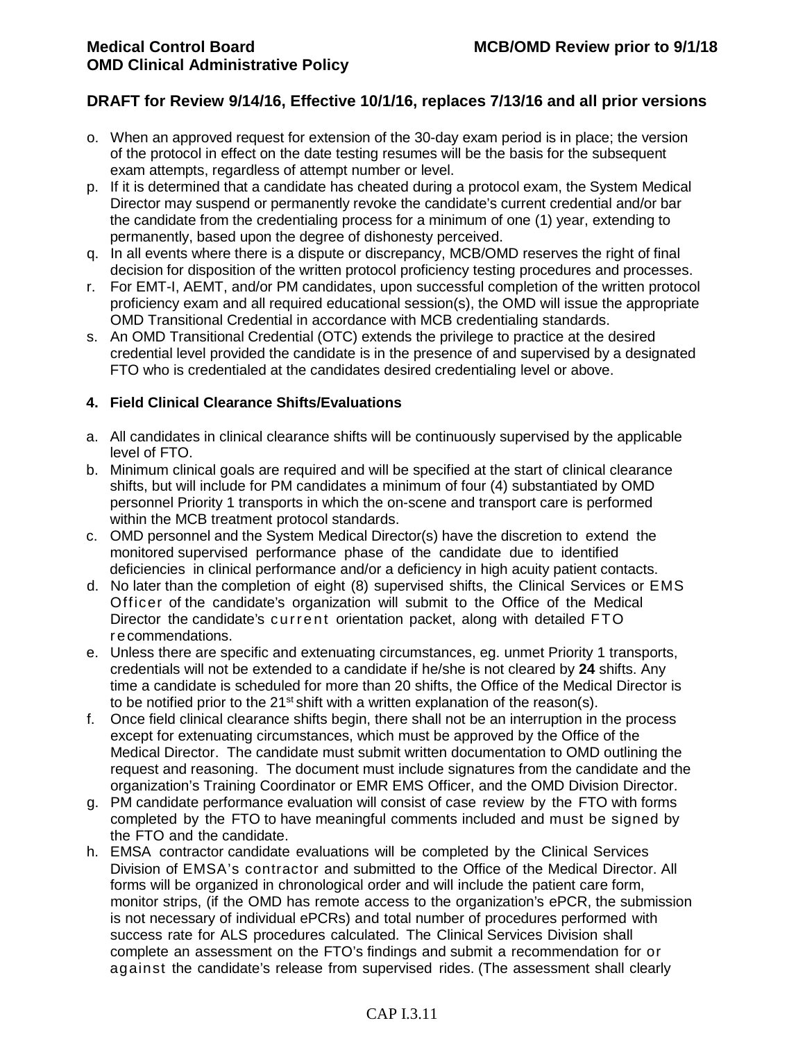**DRAFT for Review 9/14/16, Effective 10/1/16, replaces 7/13/16 and all prior versions**

o. When an approved request for extension of the 30-day exam period is in place; the version of the protocol in effect on the date testing resumes will be the basis for the subsequent exam attempts, regardless of attempt number or level.

p. If it is determined that a candidate has cheated during a protocol exam, the System Medical Director may suspend or permanently revoke the candidate's current credential and/or bar the candidate from the credentialing process for a minimum of one (1) year, extending to permanently, based upon the degree of dishonesty perceived.

q. In all events where there is a dispute or discrepancy, MCB/OMD reserves the right of final decision for disposition of the written protocol proficiency testing procedures and processes.

r. For EMT-I, AEMT, and/or PM candidates, upon successful completion of the written protocol proficiency exam and all required educational session(s), the OMD will issue the appropriate OMD Transitional Credential in accordance with MCB credentialing standards.

s. An OMD Transitional Credential (OTC) extends the privilege to practice at the desired credential level provided the candidate is in the presence of and supervised by a designated FTO who is credentialed at the candidates desired credentialing level or above.

### 4. Field Clinical Clearance Shifts/Evaluations

a. All candidates in clinical clearance shifts will be continuously supervised by the applicable level of FTO.

b. Minimum clinical goals are required and will be specified at the start of clinical clearance shifts, but will include for PM candidates a minimum of four (4) substantiated by OMD personnel Priority 1 transports in which the on-scene and transport care is performed within the MCB treatment protocol standards.

c. OMD personnel and the System Medical Director(s) have the discretion to extend the monitored supervised performance phase of the candidate due to identified deficiencies in clinical performance and/or a deficiency in high acuity patient contacts.

d. No later than the completion of eight (8) supervised shifts, the Clinical Services or EMS Officer of the candidate's organization will submit to the Office of the Medical Director the candidate's current orientation packet, along with detailed FTO recommendations.

e. Unless there are specific and extenuating circumstances, eg. unmet Priority 1 transports, credentials will not be extended to a candidate if he/she is not cleared by **24** shifts. Any time a candidate is scheduled for more than 20 shifts, the Office of the Medical Director is to be notified prior to the 21st shift with a written explanation of the reason(s).

f. Once field clinical clearance shifts begin, there shall not be an interruption in the process except for extenuating circumstances, which must be approved by the Office of the Medical Director. The candidate must submit written documentation to OMD outlining the request and reasoning. The document must include signatures from the candidate and the organization's Training Coordinator or EMR EMS Officer, and the OMD Division Director.

g. PM candidate performance evaluation will consist of case review by the FTO with forms completed by the FTO to have meaningful comments included and must be signed by the FTO and the candidate.

h. EMSA contractor candidate evaluations will be completed by the Clinical Services Division of EMSA's contractor and submitted to the Office of the Medical Director. All forms will be organized in chronological order and will include the patient care form, monitor strips, (if the OMD has remote access to the organization's ePCR, the submission is not necessary of individual ePCRs) and total number of procedures performed with success rate for ALS procedures calculated. The Clinical Services Division shall complete an assessment on the FTO's findings and submit a recommendation for or against the candidate's release from supervised rides. (The assessment shall clearly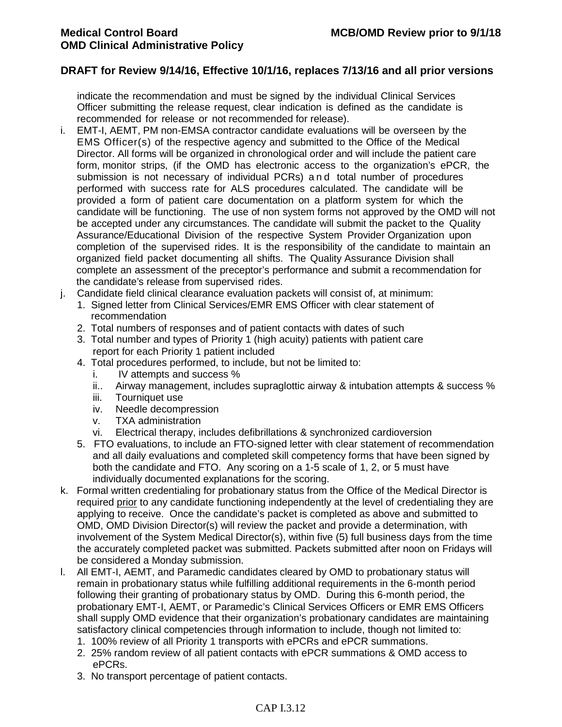indicate the recommendation and must be signed by the individual Clinical Services Officer submitting the release request, clear indication is defined as the candidate is recommended for release or not recommended for release).

i. EMT-I, AEMT, PM non-EMSA contractor candidate evaluations will be overseen by the EMS Officer(s) of the respective agency and submitted to the Office of the Medical Director. All forms will be organized in chronological order and will include the patient care form, monitor strips, (if the OMD has electronic access to the organization's ePCR, the submission is not necessary of individual PCRs) and total number of procedures performed with success rate for ALS procedures calculated. The candidate will be provided a form of patient care documentation on a platform system for which the candidate will be functioning. The use of non system forms not approved by the OMD will not be accepted under any circumstances. The candidate will submit the packet to the Quality Assurance/Educational Division of the respective System Provider Organization upon completion of the supervised rides. It is the responsibility of the candidate to maintain an organized field packet documenting all shifts. The Quality Assurance Division shall complete an assessment of the preceptor's performance and submit a recommendation for the candidate's release from supervised rides.

j. Candidate field clinical clearance evaluation packets will consist of, at minimum:
   1. Signed letter from Clinical Services/EMR EMS Officer with clear statement of recommendation
   2. Total numbers of responses and of patient contacts with dates of such
   3. Total number and types of Priority 1 (high acuity) patients with patient care report for each Priority 1 patient included
   4. Total procedures performed, to include, but not be limited to:
      i. IV attempts and success %
      ii.. Airway management, includes supraglottic airway & intubation attempts & success %
      iii. Tourniquet use
      iv. Needle decompression
      v. TXA administration
      vi. Electrical therapy, includes defibrillations & synchronized cardioversion
   5. FTO evaluations, to include an FTO-signed letter with clear statement of recommendation and all daily evaluations and completed skill competency forms that have been signed by both the candidate and FTO. Any scoring on a 1-5 scale of 1, 2, or 5 must have individually documented explanations for the scoring.

k. Formal written credentialing for probationary status from the Office of the Medical Director is required <u>prior</u> to any candidate functioning independently at the level of credentialing they are applying to receive. Once the candidate's packet is completed as above and submitted to OMD, OMD Division Director(s) will review the packet and provide a determination, with involvement of the System Medical Director(s), within five (5) full business days from the time the accurately completed packet was submitted. Packets submitted after noon on Fridays will be considered a Monday submission.

l. All EMT-I, AEMT, and Paramedic candidates cleared by OMD to probationary status will remain in probationary status while fulfilling additional requirements in the 6-month period following their granting of probationary status by OMD. During this 6-month period, the probationary EMT-I, AEMT, or Paramedic's Clinical Services Officers or EMR EMS Officers shall supply OMD evidence that their organization's probationary candidates are maintaining satisfactory clinical competencies through information to include, though not limited to:
   1. 100% review of all Priority 1 transports with ePCRs and ePCR summations.
   2. 25% random review of all patient contacts with ePCR summations & OMD access to ePCRs.
   3. No transport percentage of patient contacts.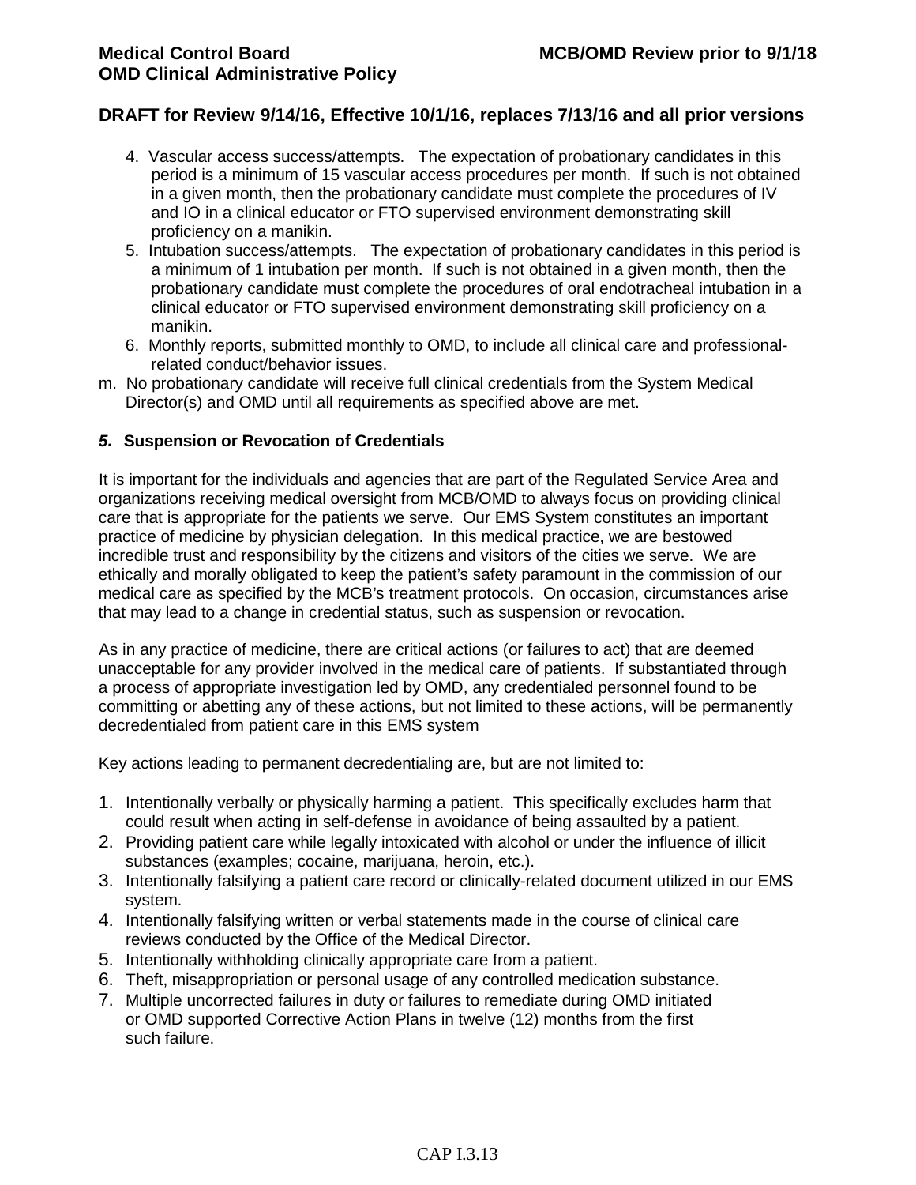**DRAFT for Review 9/14/16, Effective 10/1/16, replaces 7/13/16 and all prior versions**

4. Vascular access success/attempts. The expectation of probationary candidates in this period is a minimum of 15 vascular access procedures per month. If such is not obtained in a given month, then the probationary candidate must complete the procedures of IV and IO in a clinical educator or FTO supervised environment demonstrating skill proficiency on a manikin.
5. Intubation success/attempts. The expectation of probationary candidates in this period is a minimum of 1 intubation per month. If such is not obtained in a given month, then the probationary candidate must complete the procedures of oral endotracheal intubation in a clinical educator or FTO supervised environment demonstrating skill proficiency on a manikin.
6. Monthly reports, submitted monthly to OMD, to include all clinical care and professional-related conduct/behavior issues.

m. No probationary candidate will receive full clinical credentials from the System Medical Director(s) and OMD until all requirements as specified above are met.

### ***5.*** **Suspension or Revocation of Credentials**

It is important for the individuals and agencies that are part of the Regulated Service Area and organizations receiving medical oversight from MCB/OMD to always focus on providing clinical care that is appropriate for the patients we serve. Our EMS System constitutes an important practice of medicine by physician delegation. In this medical practice, we are bestowed incredible trust and responsibility by the citizens and visitors of the cities we serve. We are ethically and morally obligated to keep the patient's safety paramount in the commission of our medical care as specified by the MCB's treatment protocols. On occasion, circumstances arise that may lead to a change in credential status, such as suspension or revocation.

As in any practice of medicine, there are critical actions (or failures to act) that are deemed unacceptable for any provider involved in the medical care of patients. If substantiated through a process of appropriate investigation led by OMD, any credentialed personnel found to be committing or abetting any of these actions, but not limited to these actions, will be permanently decredentialed from patient care in this EMS system

Key actions leading to permanent decredentialing are, but are not limited to:

1. Intentionally verbally or physically harming a patient. This specifically excludes harm that could result when acting in self-defense in avoidance of being assaulted by a patient.
2. Providing patient care while legally intoxicated with alcohol or under the influence of illicit substances (examples; cocaine, marijuana, heroin, etc.).
3. Intentionally falsifying a patient care record or clinically-related document utilized in our EMS system.
4. Intentionally falsifying written or verbal statements made in the course of clinical care reviews conducted by the Office of the Medical Director.
5. Intentionally withholding clinically appropriate care from a patient.
6. Theft, misappropriation or personal usage of any controlled medication substance.
7. Multiple uncorrected failures in duty or failures to remediate during OMD initiated or OMD supported Corrective Action Plans in twelve (12) months from the first such failure.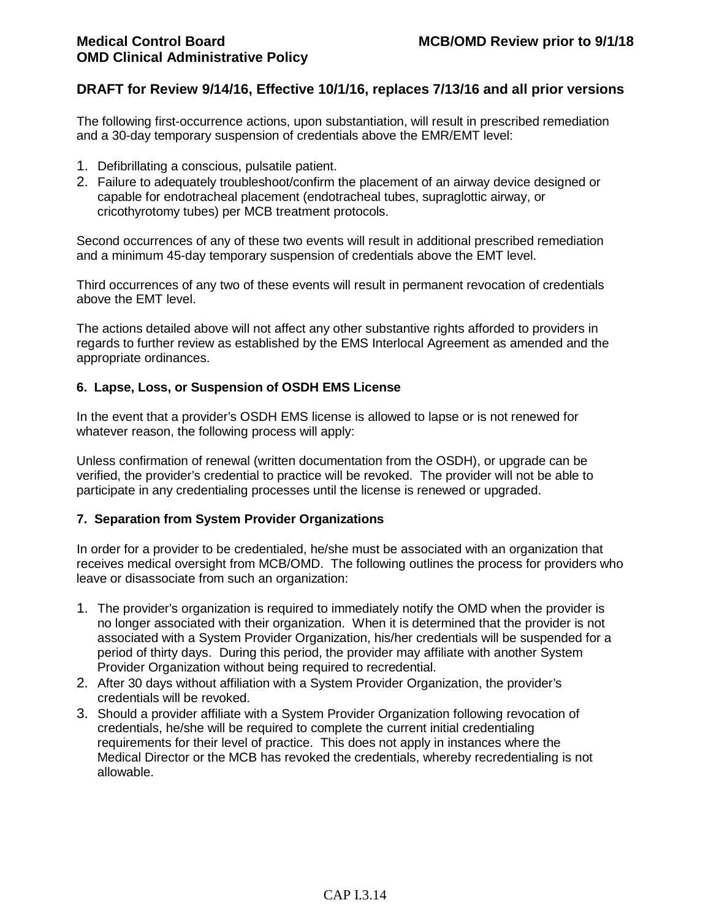**DRAFT for Review 9/14/16, Effective 10/1/16, replaces 7/13/16 and all prior versions**

The following first-occurrence actions, upon substantiation, will result in prescribed remediation and a 30-day temporary suspension of credentials above the EMR/EMT level:

1. Defibrillating a conscious, pulsatile patient.
2. Failure to adequately troubleshoot/confirm the placement of an airway device designed or capable for endotracheal placement (endotracheal tubes, supraglottic airway, or cricothyrotomy tubes) per MCB treatment protocols.

Second occurrences of any of these two events will result in additional prescribed remediation and a minimum 45-day temporary suspension of credentials above the EMT level.

Third occurrences of any two of these events will result in permanent revocation of credentials above the EMT level.

The actions detailed above will not affect any other substantive rights afforded to providers in regards to further review as established by the EMS Interlocal Agreement as amended and the appropriate ordinances.

#### 6. Lapse, Loss, or Suspension of OSDH EMS License

In the event that a provider's OSDH EMS license is allowed to lapse or is not renewed for whatever reason, the following process will apply:

Unless confirmation of renewal (written documentation from the OSDH), or upgrade can be verified, the provider's credential to practice will be revoked. The provider will not be able to participate in any credentialing processes until the license is renewed or upgraded.

#### 7. Separation from System Provider Organizations

In order for a provider to be credentialed, he/she must be associated with an organization that receives medical oversight from MCB/OMD. The following outlines the process for providers who leave or disassociate from such an organization:

1. The provider's organization is required to immediately notify the OMD when the provider is no longer associated with their organization. When it is determined that the provider is not associated with a System Provider Organization, his/her credentials will be suspended for a period of thirty days. During this period, the provider may affiliate with another System Provider Organization without being required to recredential.
2. After 30 days without affiliation with a System Provider Organization, the provider's credentials will be revoked.
3. Should a provider affiliate with a System Provider Organization following revocation of credentials, he/she will be required to complete the current initial credentialing requirements for their level of practice. This does not apply in instances where the Medical Director or the MCB has revoked the credentials, whereby recredentialing is not allowable.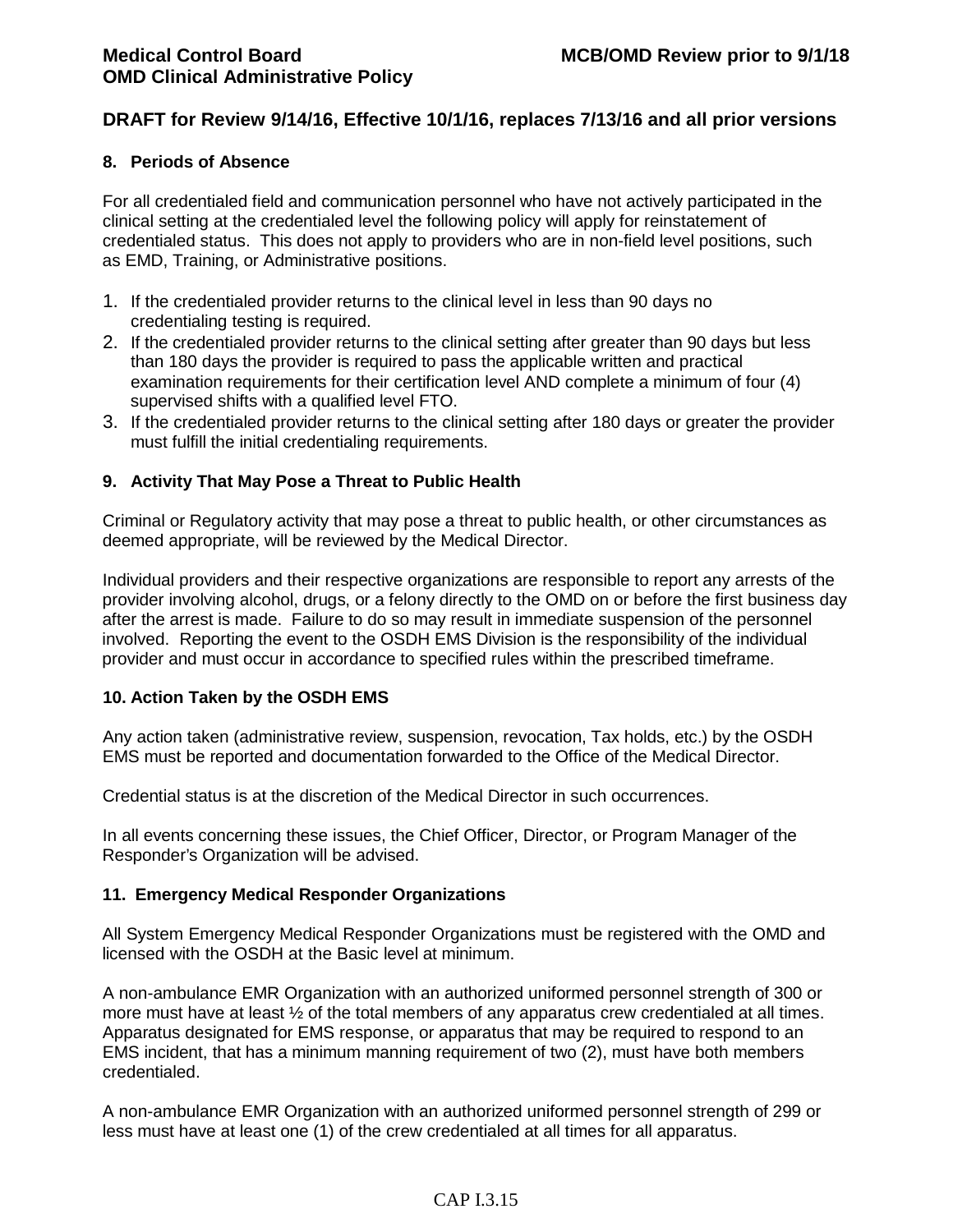**DRAFT for Review 9/14/16, Effective 10/1/16, replaces 7/13/16 and all prior versions**

### 8. Periods of Absence

For all credentialed field and communication personnel who have not actively participated in the clinical setting at the credentialed level the following policy will apply for reinstatement of credentialed status. This does not apply to providers who are in non-field level positions, such as EMD, Training, or Administrative positions.

1. If the credentialed provider returns to the clinical level in less than 90 days no credentialing testing is required.
2. If the credentialed provider returns to the clinical setting after greater than 90 days but less than 180 days the provider is required to pass the applicable written and practical examination requirements for their certification level AND complete a minimum of four (4) supervised shifts with a qualified level FTO.
3. If the credentialed provider returns to the clinical setting after 180 days or greater the provider must fulfill the initial credentialing requirements.

### 9. Activity That May Pose a Threat to Public Health

Criminal or Regulatory activity that may pose a threat to public health, or other circumstances as deemed appropriate, will be reviewed by the Medical Director.

Individual providers and their respective organizations are responsible to report any arrests of the provider involving alcohol, drugs, or a felony directly to the OMD on or before the first business day after the arrest is made. Failure to do so may result in immediate suspension of the personnel involved. Reporting the event to the OSDH EMS Division is the responsibility of the individual provider and must occur in accordance to specified rules within the prescribed timeframe.

### 10. Action Taken by the OSDH EMS

Any action taken (administrative review, suspension, revocation, Tax holds, etc.) by the OSDH EMS must be reported and documentation forwarded to the Office of the Medical Director.

Credential status is at the discretion of the Medical Director in such occurrences.

In all events concerning these issues, the Chief Officer, Director, or Program Manager of the Responder's Organization will be advised.

### 11. Emergency Medical Responder Organizations

All System Emergency Medical Responder Organizations must be registered with the OMD and licensed with the OSDH at the Basic level at minimum.

A non-ambulance EMR Organization with an authorized uniformed personnel strength of 300 or more must have at least ½ of the total members of any apparatus crew credentialed at all times. Apparatus designated for EMS response, or apparatus that may be required to respond to an EMS incident, that has a minimum manning requirement of two (2), must have both members credentialed.

A non-ambulance EMR Organization with an authorized uniformed personnel strength of 299 or less must have at least one (1) of the crew credentialed at all times for all apparatus.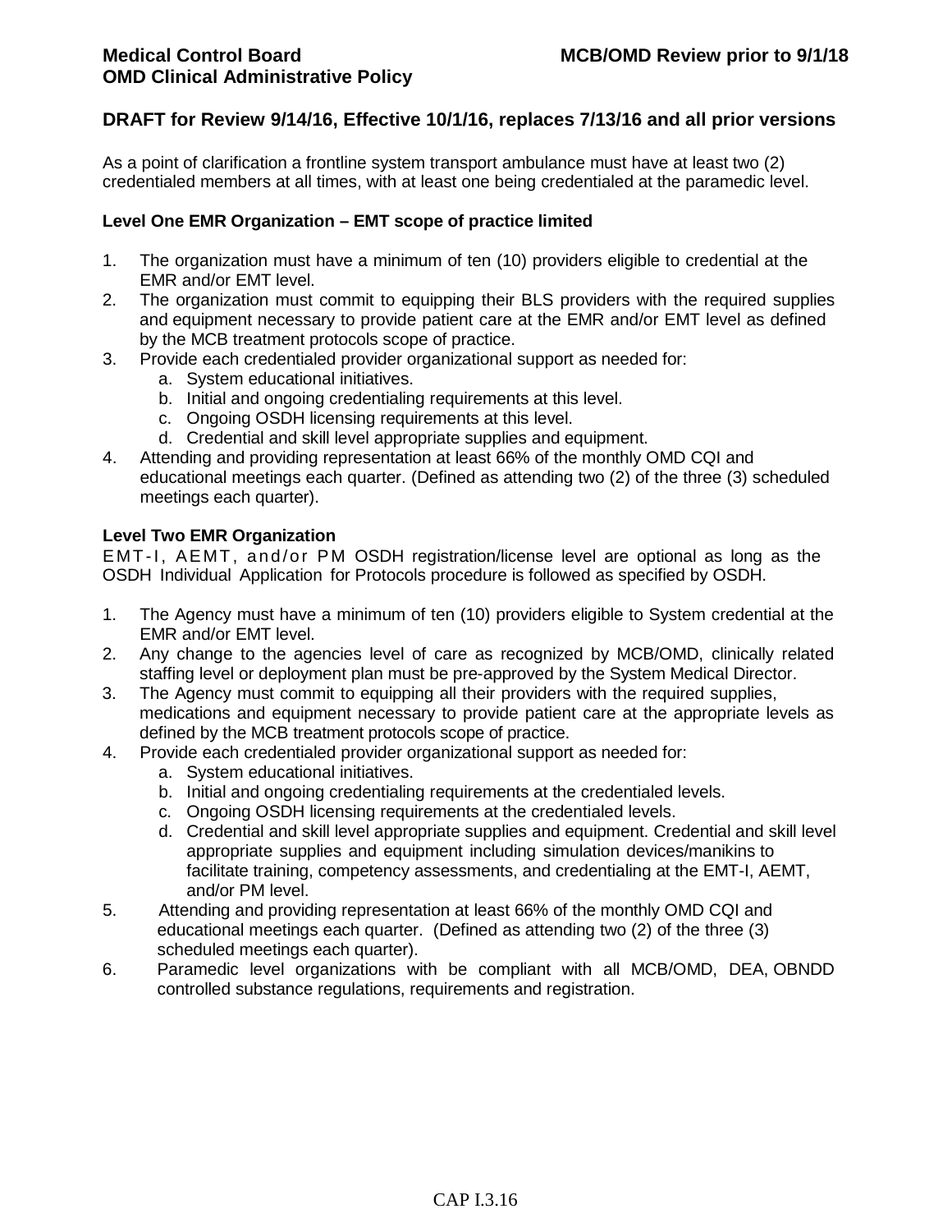**Medical Control Board** **MCB/OMD Review prior to 9/1/18**
**OMD Clinical Administrative Policy**

### DRAFT for Review 9/14/16, Effective 10/1/16, replaces 7/13/16 and all prior versions

As a point of clarification a frontline system transport ambulance must have at least two (2) credentialed members at all times, with at least one being credentialed at the paramedic level.

**Level One EMR Organization – EMT scope of practice limited**

1. The organization must have a minimum of ten (10) providers eligible to credential at the EMR and/or EMT level.
2. The organization must commit to equipping their BLS providers with the required supplies and equipment necessary to provide patient care at the EMR and/or EMT level as defined by the MCB treatment protocols scope of practice.
3. Provide each credentialed provider organizational support as needed for:
   a. System educational initiatives.
   b. Initial and ongoing credentialing requirements at this level.
   c. Ongoing OSDH licensing requirements at this level.
   d. Credential and skill level appropriate supplies and equipment.
4. Attending and providing representation at least 66% of the monthly OMD CQI and educational meetings each quarter. (Defined as attending two (2) of the three (3) scheduled meetings each quarter).

**Level Two EMR Organization**
EMT-I, AEMT, and/or PM OSDH registration/license level are optional as long as the OSDH Individual Application for Protocols procedure is followed as specified by OSDH.

1. The Agency must have a minimum of ten (10) providers eligible to System credential at the EMR and/or EMT level.
2. Any change to the agencies level of care as recognized by MCB/OMD, clinically related staffing level or deployment plan must be pre-approved by the System Medical Director.
3. The Agency must commit to equipping all their providers with the required supplies, medications and equipment necessary to provide patient care at the appropriate levels as defined by the MCB treatment protocols scope of practice.
4. Provide each credentialed provider organizational support as needed for:
   a. System educational initiatives.
   b. Initial and ongoing credentialing requirements at the credentialed levels.
   c. Ongoing OSDH licensing requirements at the credentialed levels.
   d. Credential and skill level appropriate supplies and equipment. Credential and skill level appropriate supplies and equipment including simulation devices/manikins to facilitate training, competency assessments, and credentialing at the EMT-I, AEMT, and/or PM level.
5. Attending and providing representation at least 66% of the monthly OMD CQI and educational meetings each quarter. (Defined as attending two (2) of the three (3) scheduled meetings each quarter).
6. Paramedic level organizations with be compliant with all MCB/OMD, DEA, OBNDD controlled substance regulations, requirements and registration.

CAP I.3.16